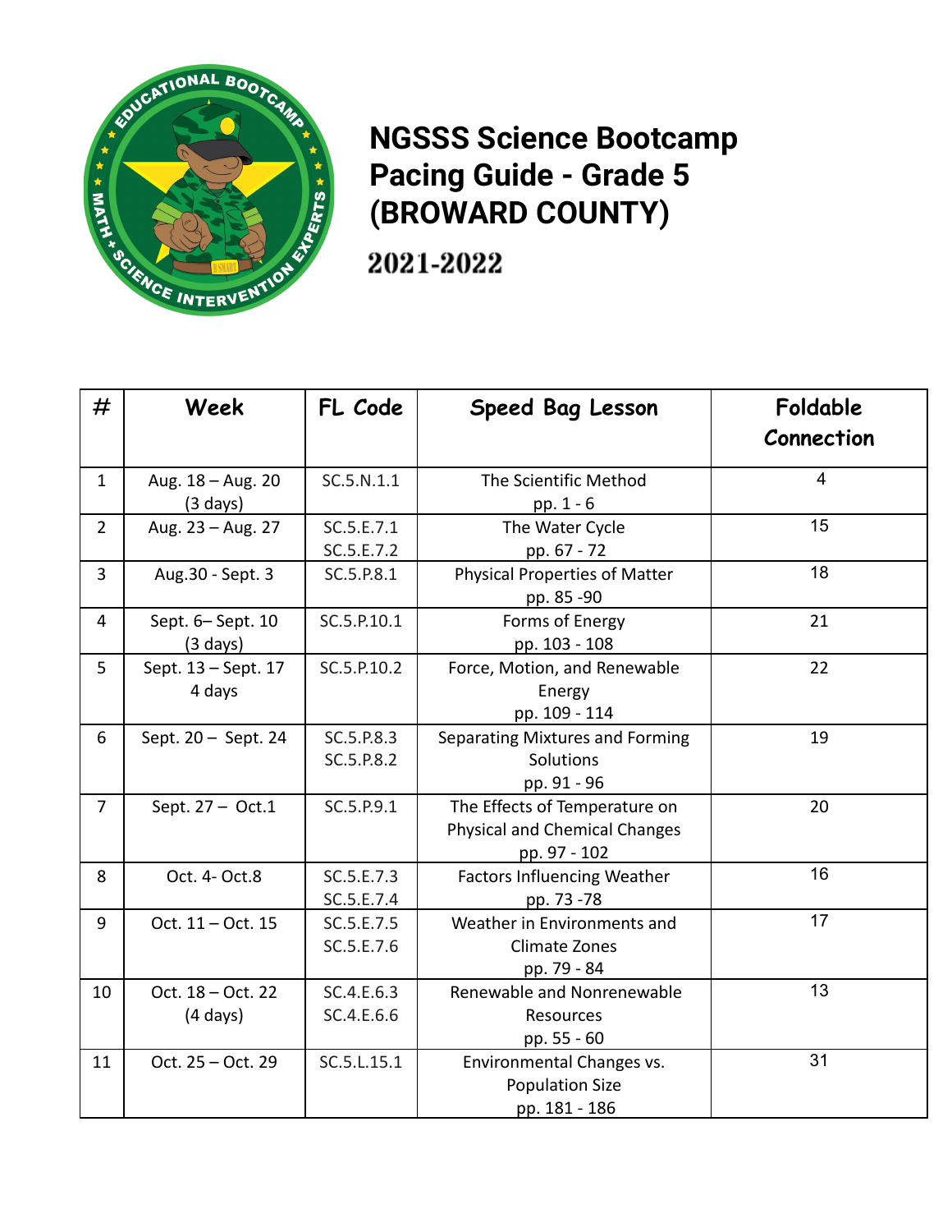# NGSSS Science Bootcamp Pacing Guide - Grade 5 (BROWARD COUNTY)

## 2021-2022

| # | Week | FL Code | Speed Bag Lesson | Foldable Connection |
|---|---|---|---|---|
| 1 | Aug. 18 – Aug. 20 (3 days) | SC.5.N.1.1 | The Scientific Method pp. 1 - 6 | 4 |
| 2 | Aug. 23 – Aug. 27 | SC.5.E.7.1 SC.5.E.7.2 | The Water Cycle pp. 67 - 72 | 15 |
| 3 | Aug.30 - Sept. 3 | SC.5.P.8.1 | Physical Properties of Matter pp. 85 -90 | 18 |
| 4 | Sept. 6– Sept. 10 (3 days) | SC.5.P.10.1 | Forms of Energy pp. 103 - 108 | 21 |
| 5 | Sept. 13 – Sept. 17 4 days | SC.5.P.10.2 | Force, Motion, and Renewable Energy pp. 109 - 114 | 22 |
| 6 | Sept. 20 – Sept. 24 | SC.5.P.8.3 SC.5.P.8.2 | Separating Mixtures and Forming Solutions pp. 91 - 96 | 19 |
| 7 | Sept. 27 – Oct.1 | SC.5.P.9.1 | The Effects of Temperature on Physical and Chemical Changes pp. 97 - 102 | 20 |
| 8 | Oct. 4- Oct.8 | SC.5.E.7.3 SC.5.E.7.4 | Factors Influencing Weather pp. 73 -78 | 16 |
| 9 | Oct. 11 – Oct. 15 | SC.5.E.7.5 SC.5.E.7.6 | Weather in Environments and Climate Zones pp. 79 - 84 | 17 |
| 10 | Oct. 18 – Oct. 22 (4 days) | SC.4.E.6.3 SC.4.E.6.6 | Renewable and Nonrenewable Resources pp. 55 - 60 | 13 |
| 11 | Oct. 25 – Oct. 29 | SC.5.L.15.1 | Environmental Changes vs. Population Size pp. 181 - 186 | 31 |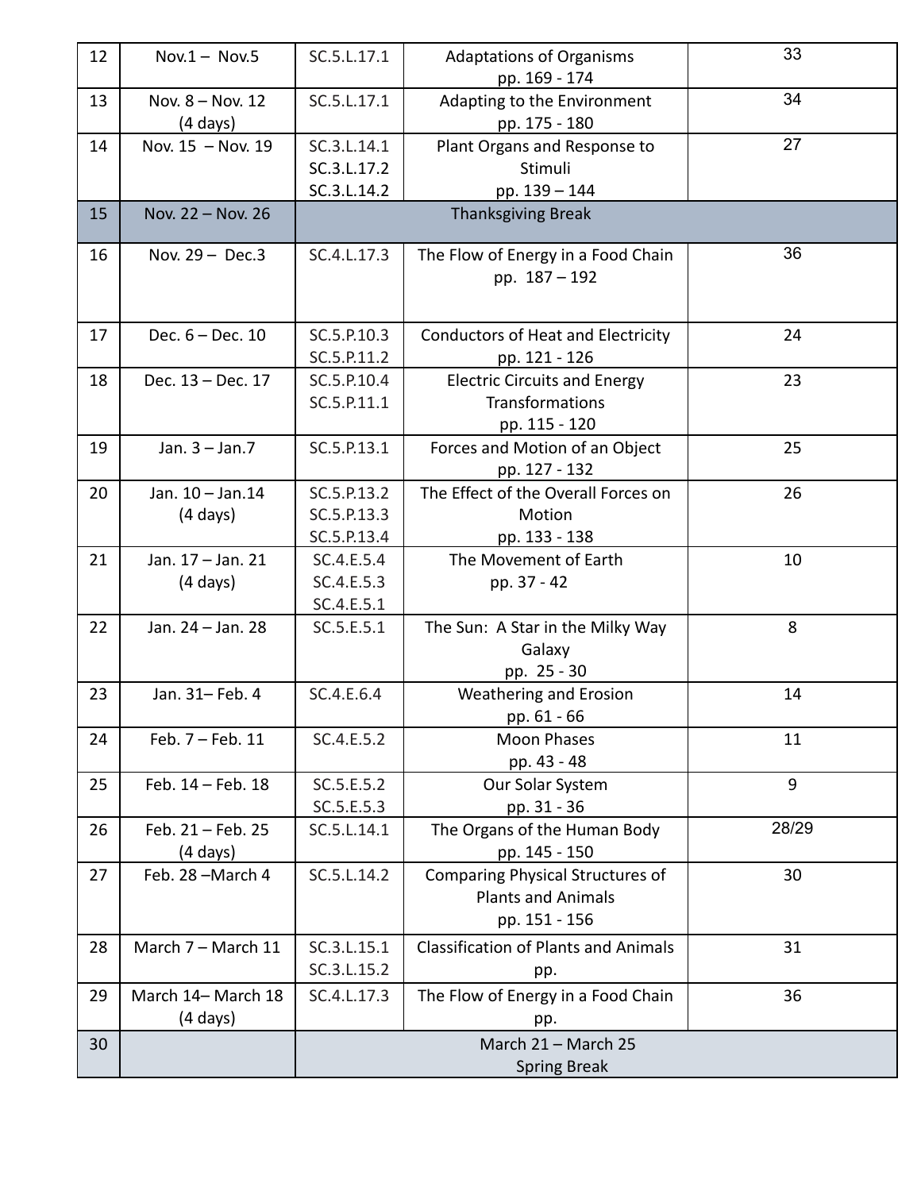| 12 | Nov.1 – Nov.5 | SC.5.L.17.1 | Adaptations of Organisms pp. 169 - 174 | 33 |
|---|---|---|---|---|
| 13 | Nov. 8 – Nov. 12 (4 days) | SC.5.L.17.1 | Adapting to the Environment pp. 175 - 180 | 34 |
| 14 | Nov. 15 – Nov. 19 | SC.3.L.14.1 SC.3.L.17.2 SC.3.L.14.2 | Plant Organs and Response to Stimuli pp. 139 – 144 | 27 |
| 15 | Nov. 22 – Nov. 26 | Thanksgiving Break | | |
| 16 | Nov. 29 – Dec.3 | SC.4.L.17.3 | The Flow of Energy in a Food Chain pp. 187 – 192 | 36 |
| 17 | Dec. 6 – Dec. 10 | SC.5.P.10.3 SC.5.P.11.2 | Conductors of Heat and Electricity pp. 121 - 126 | 24 |
| 18 | Dec. 13 – Dec. 17 | SC.5.P.10.4 SC.5.P.11.1 | Electric Circuits and Energy Transformations pp. 115 - 120 | 23 |
| 19 | Jan. 3 – Jan.7 | SC.5.P.13.1 | Forces and Motion of an Object pp. 127 - 132 | 25 |
| 20 | Jan. 10 – Jan.14 (4 days) | SC.5.P.13.2 SC.5.P.13.3 SC.5.P.13.4 | The Effect of the Overall Forces on Motion pp. 133 - 138 | 26 |
| 21 | Jan. 17 – Jan. 21 (4 days) | SC.4.E.5.4 SC.4.E.5.3 SC.4.E.5.1 | The Movement of Earth pp. 37 - 42 | 10 |
| 22 | Jan. 24 – Jan. 28 | SC.5.E.5.1 | The Sun: A Star in the Milky Way Galaxy pp. 25 - 30 | 8 |
| 23 | Jan. 31– Feb. 4 | SC.4.E.6.4 | Weathering and Erosion pp. 61 - 66 | 14 |
| 24 | Feb. 7 – Feb. 11 | SC.4.E.5.2 | Moon Phases pp. 43 - 48 | 11 |
| 25 | Feb. 14 – Feb. 18 | SC.5.E.5.2 SC.5.E.5.3 | Our Solar System pp. 31 - 36 | 9 |
| 26 | Feb. 21 – Feb. 25 (4 days) | SC.5.L.14.1 | The Organs of the Human Body pp. 145 - 150 | 28/29 |
| 27 | Feb. 28 –March 4 | SC.5.L.14.2 | Comparing Physical Structures of Plants and Animals pp. 151 - 156 | 30 |
| 28 | March 7 – March 11 | SC.3.L.15.1 SC.3.L.15.2 | Classification of Plants and Animals pp. | 31 |
| 29 | March 14– March 18 (4 days) | SC.4.L.17.3 | The Flow of Energy in a Food Chain pp. | 36 |
| 30 | | March 21 – March 25 Spring Break | | |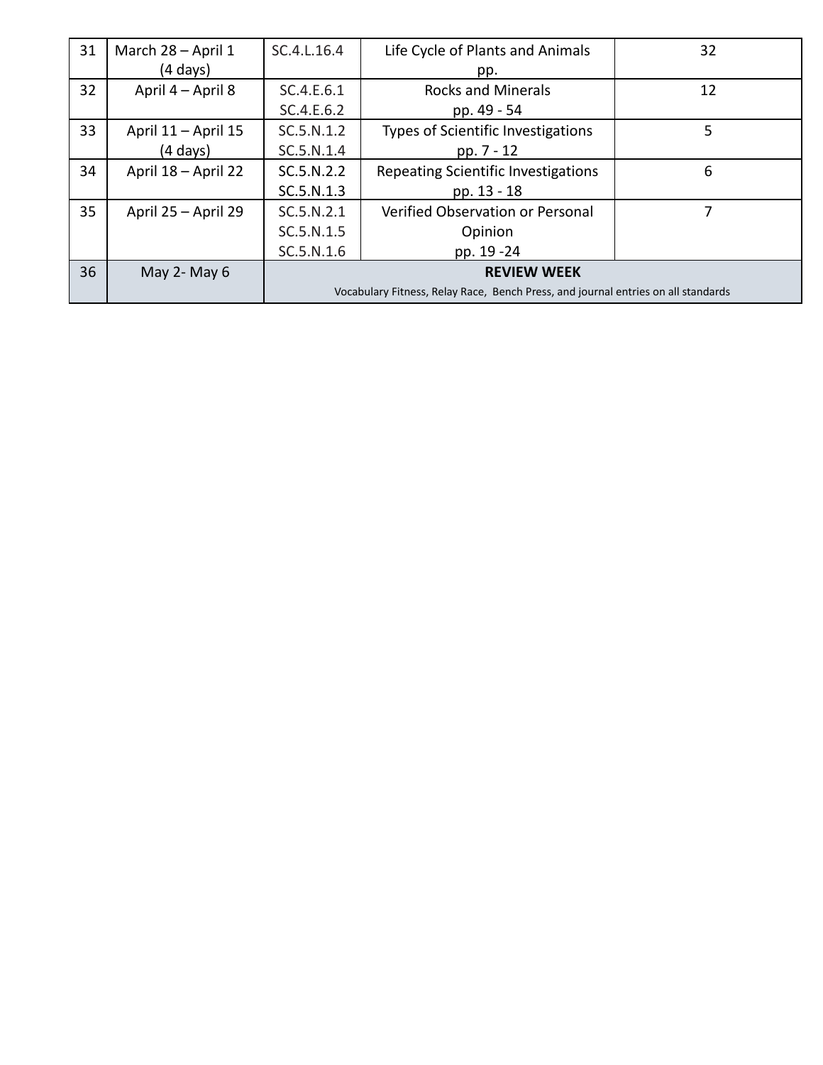| | | | | |
|---|---|---|---|---|
| 31 | March 28 – April 1 (4 days) | SC.4.L.16.4 | Life Cycle of Plants and Animals pp. | 32 |
| 32 | April 4 – April 8 | SC.4.E.6.1 SC.4.E.6.2 | Rocks and Minerals pp. 49 - 54 | 12 |
| 33 | April 11 – April 15 (4 days) | SC.5.N.1.2 SC.5.N.1.4 | Types of Scientific Investigations pp. 7 - 12 | 5 |
| 34 | April 18 – April 22 | SC.5.N.2.2 SC.5.N.1.3 | Repeating Scientific Investigations pp. 13 - 18 | 6 |
| 35 | April 25 – April 29 | SC.5.N.2.1 SC.5.N.1.5 SC.5.N.1.6 | Verified Observation or Personal Opinion pp. 19 -24 | 7 |
| 36 | May 2- May 6 | **REVIEW WEEK** Vocabulary Fitness, Relay Race, Bench Press, and journal entries on all standards | | |